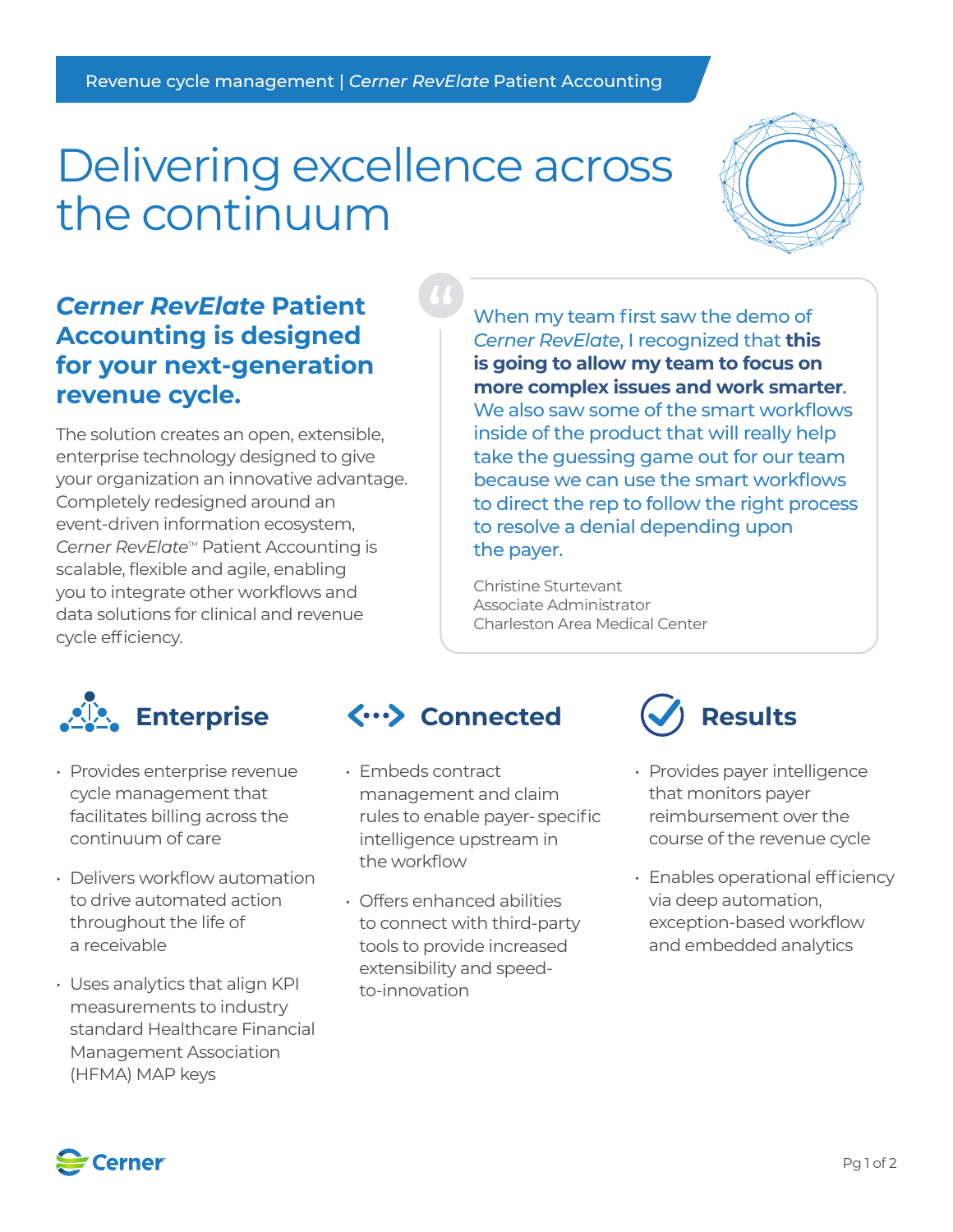Revenue cycle management | *Cerner RevElate* Patient Accounting

# Delivering excellence across the continuum

## *Cerner RevElate* Patient Accounting is designed for your next-generation revenue cycle.

The solution creates an open, extensible, enterprise technology designed to give your organization an innovative advantage. Completely redesigned around an event-driven information ecosystem, *Cerner RevElate*™ Patient Accounting is scalable, flexible and agile, enabling you to integrate other workflows and data solutions for clinical and revenue cycle efficiency.

> When my team first saw the demo of *Cerner RevElate*, I recognized that **this is going to allow my team to focus on more complex issues and work smarter**. We also saw some of the smart workflows inside of the product that will really help take the guessing game out for our team because we can use the smart workflows to direct the rep to follow the right process to resolve a denial depending upon the payer.
>
> Christine Sturtevant
> Associate Administrator
> Charleston Area Medical Center

### Enterprise

- Provides enterprise revenue cycle management that facilitates billing across the continuum of care
- Delivers workflow automation to drive automated action throughout the life of a receivable
- Uses analytics that align KPI measurements to industry standard Healthcare Financial Management Association (HFMA) MAP keys

### Connected

- Embeds contract management and claim rules to enable payer-specific intelligence upstream in the workflow
- Offers enhanced abilities to connect with third-party tools to provide increased extensibility and speed-to-innovation

### Results

- Provides payer intelligence that monitors payer reimbursement over the course of the revenue cycle
- Enables operational efficiency via deep automation, exception-based workflow and embedded analytics

Cerner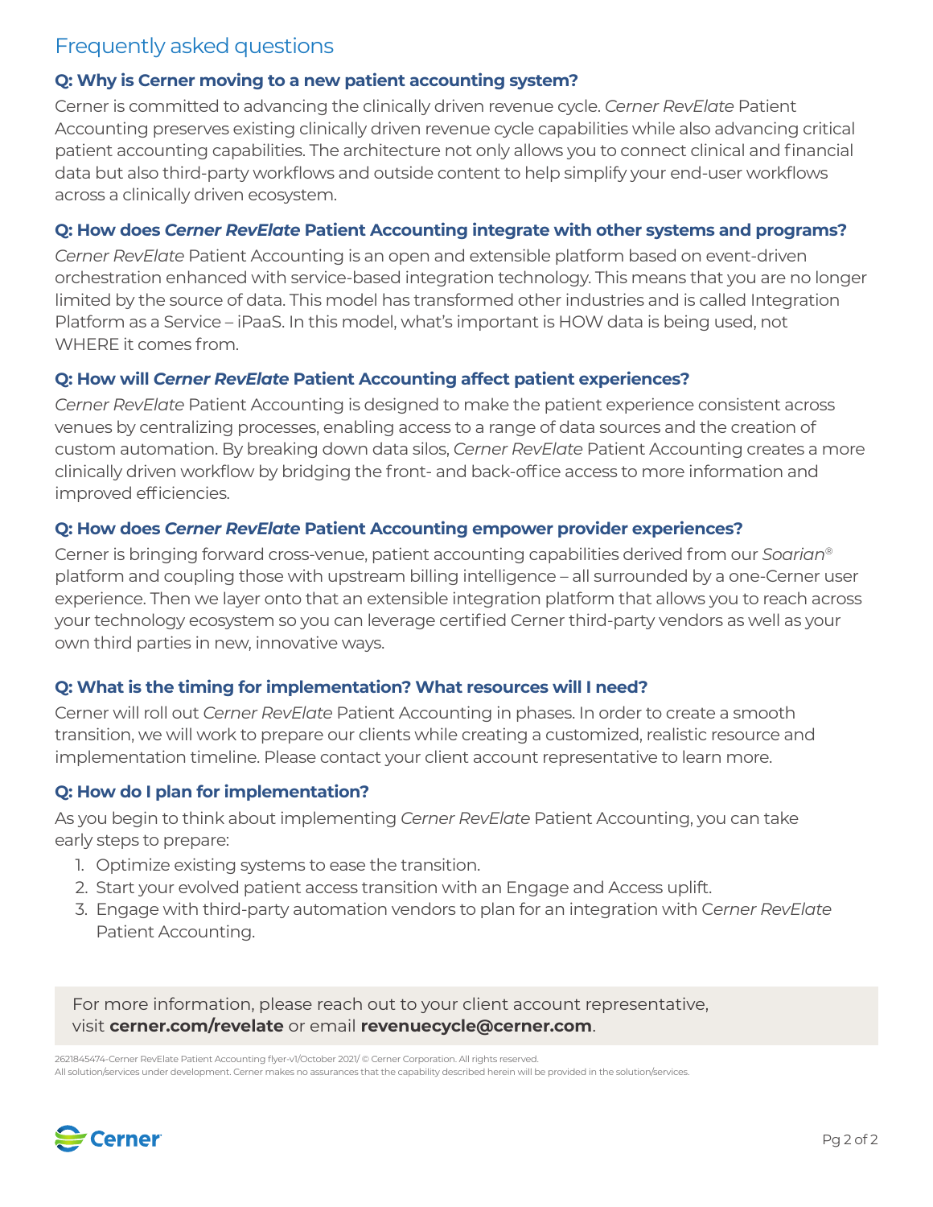## Frequently asked questions

### Q: Why is Cerner moving to a new patient accounting system?

Cerner is committed to advancing the clinically driven revenue cycle. *Cerner RevElate* Patient Accounting preserves existing clinically driven revenue cycle capabilities while also advancing critical patient accounting capabilities. The architecture not only allows you to connect clinical and financial data but also third-party workflows and outside content to help simplify your end-user workflows across a clinically driven ecosystem.

### Q: How does *Cerner RevElate* Patient Accounting integrate with other systems and programs?

*Cerner RevElate* Patient Accounting is an open and extensible platform based on event-driven orchestration enhanced with service-based integration technology. This means that you are no longer limited by the source of data. This model has transformed other industries and is called Integration Platform as a Service – iPaaS. In this model, what's important is HOW data is being used, not WHERE it comes from.

### Q: How will *Cerner RevElate* Patient Accounting affect patient experiences?

*Cerner RevElate* Patient Accounting is designed to make the patient experience consistent across venues by centralizing processes, enabling access to a range of data sources and the creation of custom automation. By breaking down data silos, *Cerner RevElate* Patient Accounting creates a more clinically driven workflow by bridging the front- and back-office access to more information and improved efficiencies.

### Q: How does *Cerner RevElate* Patient Accounting empower provider experiences?

Cerner is bringing forward cross-venue, patient accounting capabilities derived from our *Soarian*® platform and coupling those with upstream billing intelligence – all surrounded by a one-Cerner user experience. Then we layer onto that an extensible integration platform that allows you to reach across your technology ecosystem so you can leverage certified Cerner third-party vendors as well as your own third parties in new, innovative ways.

### Q: What is the timing for implementation? What resources will I need?

Cerner will roll out *Cerner RevElate* Patient Accounting in phases. In order to create a smooth transition, we will work to prepare our clients while creating a customized, realistic resource and implementation timeline. Please contact your client account representative to learn more.

### Q: How do I plan for implementation?

As you begin to think about implementing *Cerner RevElate* Patient Accounting, you can take early steps to prepare:

1. Optimize existing systems to ease the transition.
2. Start your evolved patient access transition with an Engage and Access uplift.
3. Engage with third-party automation vendors to plan for an integration with *Cerner RevElate* Patient Accounting.

For more information, please reach out to your client account representative, visit **cerner.com/revelate** or email **revenuecycle@cerner.com**.

2621845474-Cerner RevElate Patient Accounting flyer-v1/October 2021/ © Cerner Corporation. All rights reserved.
All solution/services under development. Cerner makes no assurances that the capability described herein will be provided in the solution/services.